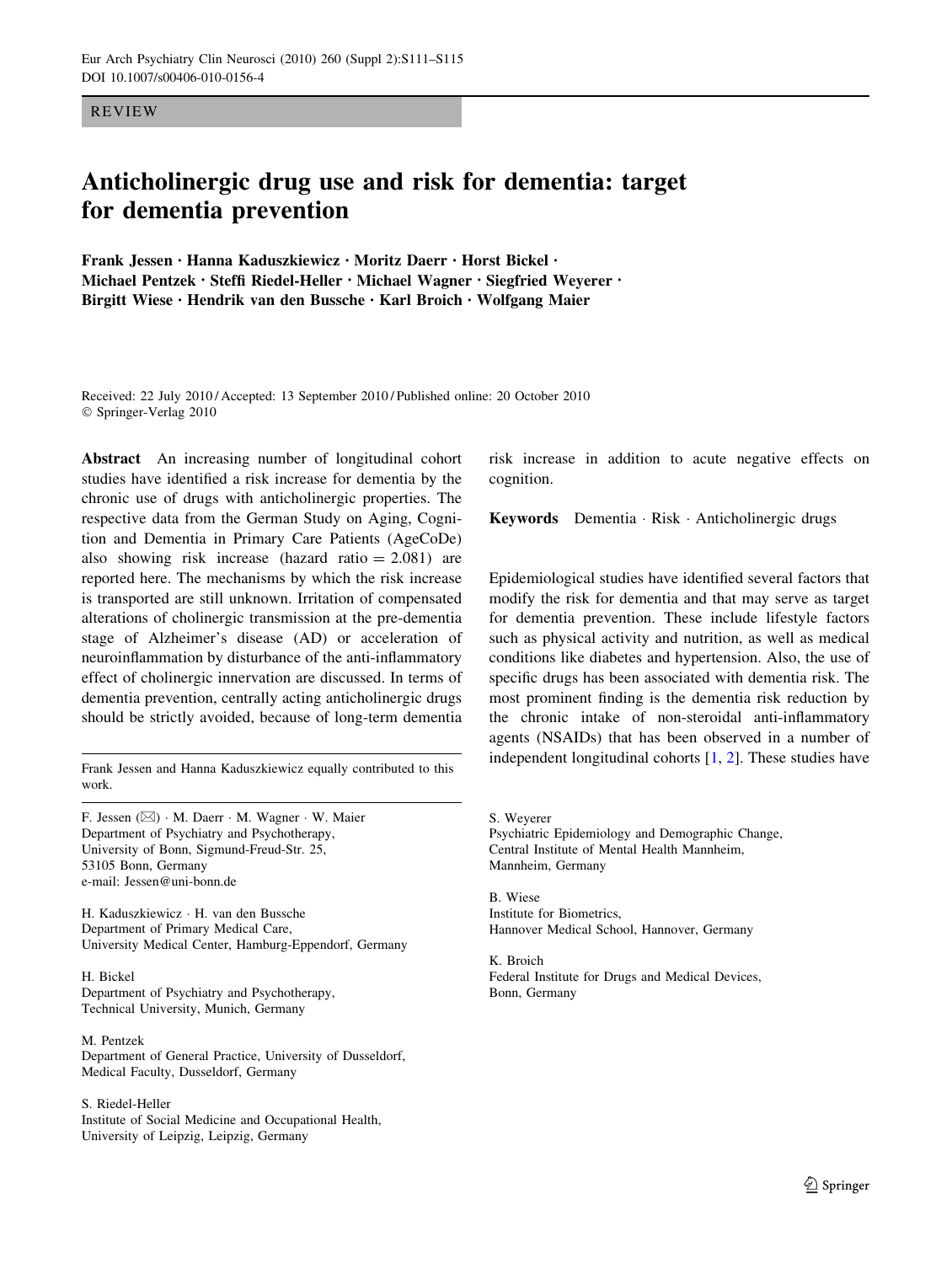REVIEW

# Anticholinergic drug use and risk for dementia: target for dementia prevention

**Frank Jessen · Hanna Kaduszkiewicz · Moritz Daerr · Horst Bickel · Michael Pentzek · Steffi Riedel-Heller · Michael Wagner · Siegfried Weyerer · Birgitt Wiese · Hendrik van den Bussche · Karl Broich · Wolfgang Maier**

Received: 22 July 2010 / Accepted: 13 September 2010 / Published online: 20 October 2010
© Springer-Verlag 2010

**Abstract** An increasing number of longitudinal cohort studies have identified a risk increase for dementia by the chronic use of drugs with anticholinergic properties. The respective data from the German Study on Aging, Cognition and Dementia in Primary Care Patients (AgeCoDe) also showing risk increase (hazard ratio = 2.081) are reported here. The mechanisms by which the risk increase is transported are still unknown. Irritation of compensated alterations of cholinergic transmission at the pre-dementia stage of Alzheimer's disease (AD) or acceleration of neuroinflammation by disturbance of the anti-inflammatory effect of cholinergic innervation are discussed. In terms of dementia prevention, centrally acting anticholinergic drugs should be strictly avoided, because of long-term dementia risk increase in addition to acute negative effects on cognition.

**Keywords** Dementia · Risk · Anticholinergic drugs

Frank Jessen and Hanna Kaduszkiewicz equally contributed to this work.

F. Jessen (✉) · M. Daerr · M. Wagner · W. Maier
Department of Psychiatry and Psychotherapy,
University of Bonn, Sigmund-Freud-Str. 25,
53105 Bonn, Germany
e-mail: Jessen@uni-bonn.de

H. Kaduszkiewicz · H. van den Bussche
Department of Primary Medical Care,
University Medical Center, Hamburg-Eppendorf, Germany

H. Bickel
Department of Psychiatry and Psychotherapy,
Technical University, Munich, Germany

M. Pentzek
Department of General Practice, University of Dusseldorf,
Medical Faculty, Dusseldorf, Germany

S. Riedel-Heller
Institute of Social Medicine and Occupational Health,
University of Leipzig, Leipzig, Germany

S. Weyerer
Psychiatric Epidemiology and Demographic Change,
Central Institute of Mental Health Mannheim,
Mannheim, Germany

B. Wiese
Institute for Biometrics,
Hannover Medical School, Hannover, Germany

K. Broich
Federal Institute for Drugs and Medical Devices,
Bonn, Germany

Epidemiological studies have identified several factors that modify the risk for dementia and that may serve as target for dementia prevention. These include lifestyle factors such as physical activity and nutrition, as well as medical conditions like diabetes and hypertension. Also, the use of specific drugs has been associated with dementia risk. The most prominent finding is the dementia risk reduction by the chronic intake of non-steroidal anti-inflammatory agents (NSAIDs) that has been observed in a number of independent longitudinal cohorts [1, 2]. These studies have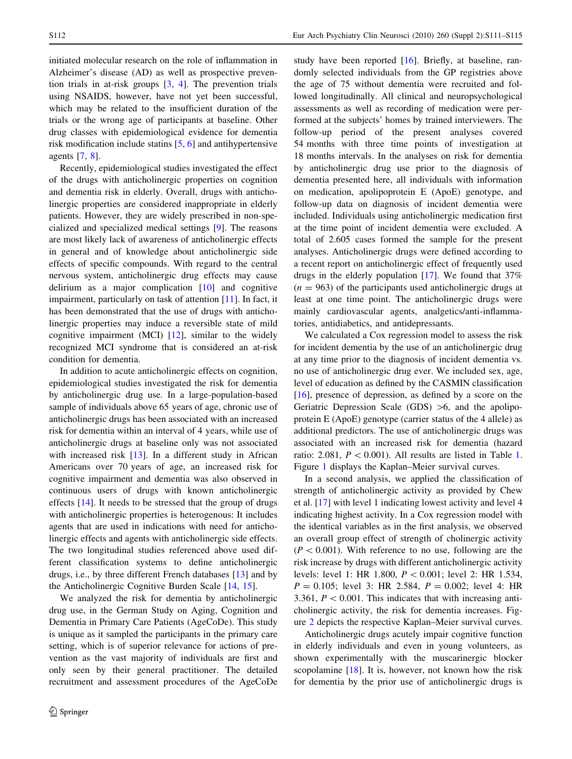initiated molecular research on the role of inflammation in Alzheimer's disease (AD) as well as prospective prevention trials in at-risk groups [3, 4]. The prevention trials using NSAIDS, however, have not yet been successful, which may be related to the insufficient duration of the trials or the wrong age of participants at baseline. Other drug classes with epidemiological evidence for dementia risk modification include statins [5, 6] and antihypertensive agents [7, 8].

Recently, epidemiological studies investigated the effect of the drugs with anticholinergic properties on cognition and dementia risk in elderly. Overall, drugs with anticholinergic properties are considered inappropriate in elderly patients. However, they are widely prescribed in non-specialized and specialized medical settings [9]. The reasons are most likely lack of awareness of anticholinergic effects in general and of knowledge about anticholinergic side effects of specific compounds. With regard to the central nervous system, anticholinergic drug effects may cause delirium as a major complication [10] and cognitive impairment, particularly on task of attention [11]. In fact, it has been demonstrated that the use of drugs with anticholinergic properties may induce a reversible state of mild cognitive impairment (MCI) [12], similar to the widely recognized MCI syndrome that is considered an at-risk condition for dementia.

In addition to acute anticholinergic effects on cognition, epidemiological studies investigated the risk for dementia by anticholinergic drug use. In a large-population-based sample of individuals above 65 years of age, chronic use of anticholinergic drugs has been associated with an increased risk for dementia within an interval of 4 years, while use of anticholinergic drugs at baseline only was not associated with increased risk [13]. In a different study in African Americans over 70 years of age, an increased risk for cognitive impairment and dementia was also observed in continuous users of drugs with known anticholinergic effects [14]. It needs to be stressed that the group of drugs with anticholinergic properties is heterogenous: It includes agents that are used in indications with need for anticholinergic effects and agents with anticholinergic side effects. The two longitudinal studies referenced above used different classification systems to define anticholinergic drugs, i.e., by three different French databases [13] and by the Anticholinergic Cognitive Burden Scale [14, 15].

We analyzed the risk for dementia by anticholinergic drug use, in the German Study on Aging, Cognition and Dementia in Primary Care Patients (AgeCoDe). This study is unique as it sampled the participants in the primary care setting, which is of superior relevance for actions of prevention as the vast majority of individuals are first and only seen by their general practitioner. The detailed recruitment and assessment procedures of the AgeCoDe study have been reported [16]. Briefly, at baseline, randomly selected individuals from the GP registries above the age of 75 without dementia were recruited and followed longitudinally. All clinical and neuropsychological assessments as well as recording of medication were performed at the subjects' homes by trained interviewers. The follow-up period of the present analyses covered 54 months with three time points of investigation at 18 months intervals. In the analyses on risk for dementia by anticholinergic drug use prior to the diagnosis of dementia presented here, all individuals with information on medication, apolipoprotein E (ApoE) genotype, and follow-up data on diagnosis of incident dementia were included. Individuals using anticholinergic medication first at the time point of incident dementia were excluded. A total of 2.605 cases formed the sample for the present analyses. Anticholinergic drugs were defined according to a recent report on anticholinergic effect of frequently used drugs in the elderly population [17]. We found that 37% ($n = 963$) of the participants used anticholinergic drugs at least at one time point. The anticholinergic drugs were mainly cardiovascular agents, analgetics/anti-inflammatories, antidiabetics, and antidepressants.

We calculated a Cox regression model to assess the risk for incident dementia by the use of an anticholinergic drug at any time prior to the diagnosis of incident dementia vs. no use of anticholinergic drug ever. We included sex, age, level of education as defined by the CASMIN classification [16], presence of depression, as defined by a score on the Geriatric Depression Scale (GDS) >6, and the apolipoprotein E (ApoE) genotype (carrier status of the 4 allele) as additional predictors. The use of anticholinergic drugs was associated with an increased risk for dementia (hazard ratio: 2.081, $P < 0.001$). All results are listed in Table 1. Figure 1 displays the Kaplan–Meier survival curves.

In a second analysis, we applied the classification of strength of anticholinergic activity as provided by Chew et al. [17] with level 1 indicating lowest activity and level 4 indicating highest activity. In a Cox regression model with the identical variables as in the first analysis, we observed an overall group effect of strength of cholinergic activity ($P < 0.001$). With reference to no use, following are the risk increase by drugs with different anticholinergic activity levels: level 1: HR 1.800, $P < 0.001$; level 2: HR 1.534, $P = 0.105$; level 3: HR 2.584, $P = 0.002$; level 4: HR 3.361, $P < 0.001$. This indicates that with increasing anticholinergic activity, the risk for dementia increases. Figure 2 depicts the respective Kaplan–Meier survival curves.

Anticholinergic drugs acutely impair cognitive function in elderly individuals and even in young volunteers, as shown experimentally with the muscarinergic blocker scopolamine [18]. It is, however, not known how the risk for dementia by the prior use of anticholinergic drugs is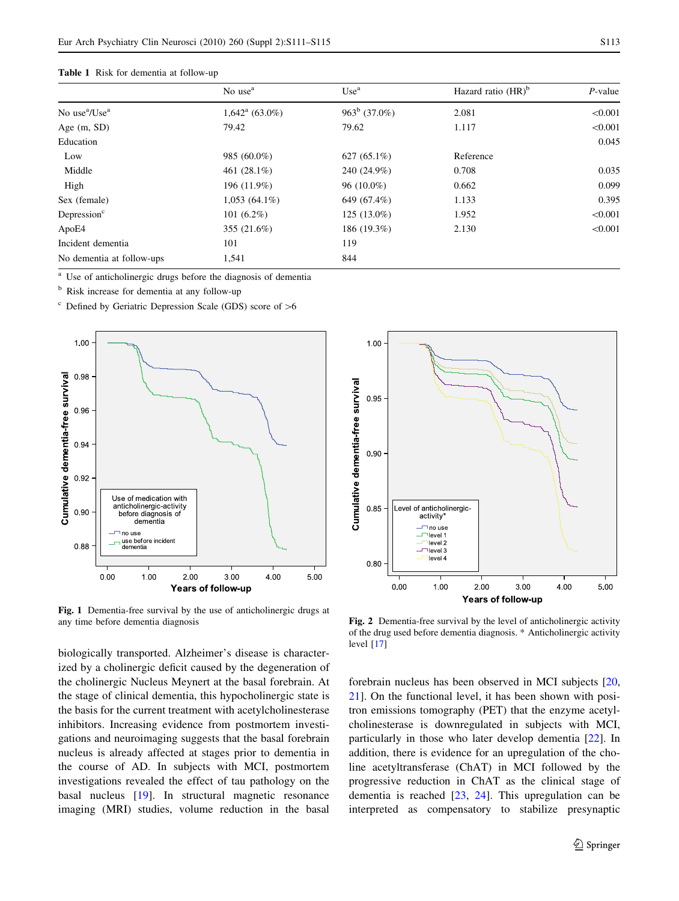**Table 1** Risk for dementia at follow-up

| | No use[a] | Use[a] | Hazard ratio (HR)[b] | *P*-value |
|---|---|---|---|---|
| No use[a]/Use[a] | 1,642[a] (63.0%) | 963[b] (37.0%) | 2.081 | <0.001 |
| Age (m, SD) | 79.42 | 79.62 | 1.117 | <0.001 |
| Education | | | | 0.045 |
| Low | 985 (60.0%) | 627 (65.1%) | Reference | |
| Middle | 461 (28.1%) | 240 (24.9%) | 0.708 | 0.035 |
| High | 196 (11.9%) | 96 (10.0%) | 0.662 | 0.099 |
| Sex (female) | 1,053 (64.1%) | 649 (67.4%) | 1.133 | 0.395 |
| Depression[c] | 101 (6.2%) | 125 (13.0%) | 1.952 | <0.001 |
| ApoE4 | 355 (21.6%) | 186 (19.3%) | 2.130 | <0.001 |
| Incident dementia | 101 | 119 | | |
| No dementia at follow-ups | 1,541 | 844 | | |

[a] Use of anticholinergic drugs before the diagnosis of dementia

[b] Risk increase for dementia at any follow-up

[c] Defined by Geriatric Depression Scale (GDS) score of >6

**Fig. 1** Dementia-free survival by the use of anticholinergic drugs at any time before dementia diagnosis

**Fig. 2** Dementia-free survival by the level of anticholinergic activity of the drug used before dementia diagnosis. * Anticholinergic activity level [17]

biologically transported. Alzheimer's disease is characterized by a cholinergic deficit caused by the degeneration of the cholinergic Nucleus Meynert at the basal forebrain. At the stage of clinical dementia, this hypocholinergic state is the basis for the current treatment with acetylcholinesterase inhibitors. Increasing evidence from postmortem investigations and neuroimaging suggests that the basal forebrain nucleus is already affected at stages prior to dementia in the course of AD. In subjects with MCI, postmortem investigations revealed the effect of tau pathology on the basal nucleus [19]. In structural magnetic resonance imaging (MRI) studies, volume reduction in the basal forebrain nucleus has been observed in MCI subjects [20, 21]. On the functional level, it has been shown with positron emissions tomography (PET) that the enzyme acetylcholinesterase is downregulated in subjects with MCI, particularly in those who later develop dementia [22]. In addition, there is evidence for an upregulation of the choline acetyltransferase (ChAT) in MCI followed by the progressive reduction in ChAT as the clinical stage of dementia is reached [23, 24]. This upregulation can be interpreted as compensatory to stabilize presynaptic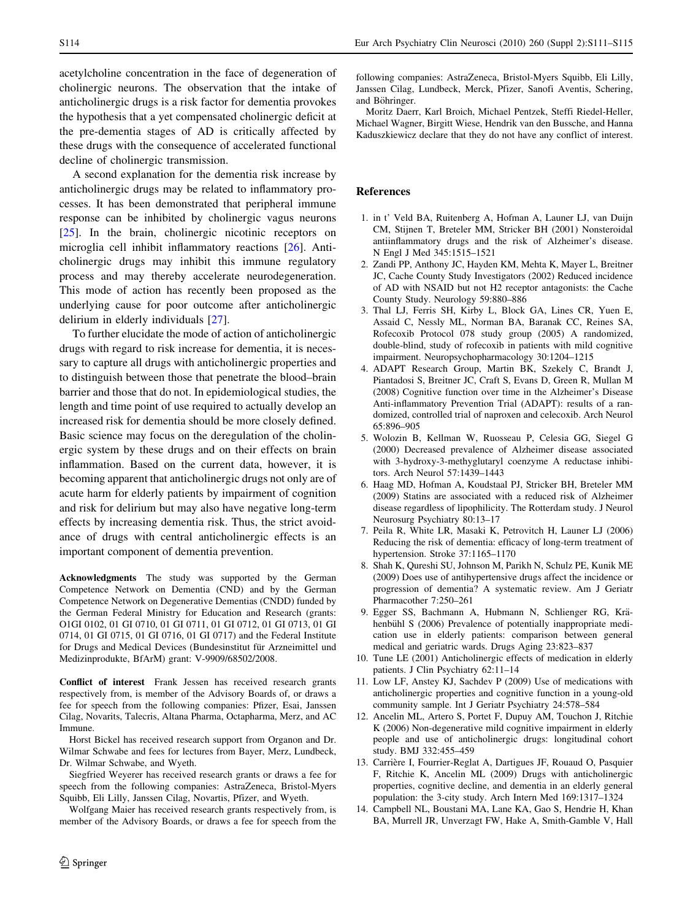acetylcholine concentration in the face of degeneration of cholinergic neurons. The observation that the intake of anticholinergic drugs is a risk factor for dementia provokes the hypothesis that a yet compensated cholinergic deficit at the pre-dementia stages of AD is critically affected by these drugs with the consequence of accelerated functional decline of cholinergic transmission.

A second explanation for the dementia risk increase by anticholinergic drugs may be related to inflammatory processes. It has been demonstrated that peripheral immune response can be inhibited by cholinergic vagus neurons [25]. In the brain, cholinergic nicotinic receptors on microglia cell inhibit inflammatory reactions [26]. Anticholinergic drugs may inhibit this immune regulatory process and may thereby accelerate neurodegeneration. This mode of action has recently been proposed as the underlying cause for poor outcome after anticholinergic delirium in elderly individuals [27].

To further elucidate the mode of action of anticholinergic drugs with regard to risk increase for dementia, it is necessary to capture all drugs with anticholinergic properties and to distinguish between those that penetrate the blood–brain barrier and those that do not. In epidemiological studies, the length and time point of use required to actually develop an increased risk for dementia should be more closely defined. Basic science may focus on the deregulation of the cholinergic system by these drugs and on their effects on brain inflammation. Based on the current data, however, it is becoming apparent that anticholinergic drugs not only are of acute harm for elderly patients by impairment of cognition and risk for delirium but may also have negative long-term effects by increasing dementia risk. Thus, the strict avoidance of drugs with central anticholinergic effects is an important component of dementia prevention.

**Acknowledgments** The study was supported by the German Competence Network on Dementia (CND) and by the German Competence Network on Degenerative Dementias (CNDD) funded by the German Federal Ministry for Education and Research (grants: O1GI 0102, 01 GI 0710, 01 GI 0711, 01 GI 0712, 01 GI 0713, 01 GI 0714, 01 GI 0715, 01 GI 0716, 01 GI 0717) and the Federal Institute for Drugs and Medical Devices (Bundesinstitut für Arzneimittel und Medizinprodukte, BfArM) grant: V-9909/68502/2008.

**Conflict of interest** Frank Jessen has received research grants respectively from, is member of the Advisory Boards of, or draws a fee for speech from the following companies: Pfizer, Esai, Janssen Cilag, Novarits, Talecris, Altana Pharma, Octapharma, Merz, and AC Immune.

Horst Bickel has received research support from Organon and Dr. Wilmar Schwabe and fees for lectures from Bayer, Merz, Lundbeck, Dr. Wilmar Schwabe, and Wyeth.

Siegfried Weyerer has received research grants or draws a fee for speech from the following companies: AstraZeneca, Bristol-Myers Squibb, Eli Lilly, Janssen Cilag, Novartis, Pfizer, and Wyeth.

Wolfgang Maier has received research grants respectively from, is member of the Advisory Boards, or draws a fee for speech from the following companies: AstraZeneca, Bristol-Myers Squibb, Eli Lilly, Janssen Cilag, Lundbeck, Merck, Pfizer, Sanofi Aventis, Schering, and Böhringer.

Moritz Daerr, Karl Broich, Michael Pentzek, Steffi Riedel-Heller, Michael Wagner, Birgitt Wiese, Hendrik van den Bussche, and Hanna Kaduszkiewicz declare that they do not have any conflict of interest.

## References

1. in t' Veld BA, Ruitenberg A, Hofman A, Launer LJ, van Duijn CM, Stijnen T, Breteler MM, Stricker BH (2001) Nonsteroidal antiinflammatory drugs and the risk of Alzheimer's disease. N Engl J Med 345:1515–1521
2. Zandi PP, Anthony JC, Hayden KM, Mehta K, Mayer L, Breitner JC, Cache County Study Investigators (2002) Reduced incidence of AD with NSAID but not H2 receptor antagonists: the Cache County Study. Neurology 59:880–886
3. Thal LJ, Ferris SH, Kirby L, Block GA, Lines CR, Yuen E, Assaid C, Nessly ML, Norman BA, Baranak CC, Reines SA, Rofecoxib Protocol 078 study group (2005) A randomized, double-blind, study of rofecoxib in patients with mild cognitive impairment. Neuropsychopharmacology 30:1204–1215
4. ADAPT Research Group, Martin BK, Szekely C, Brandt J, Piantadosi S, Breitner JC, Craft S, Evans D, Green R, Mullan M (2008) Cognitive function over time in the Alzheimer's Disease Anti-inflammatory Prevention Trial (ADAPT): results of a randomized, controlled trial of naproxen and celecoxib. Arch Neurol 65:896–905
5. Wolozin B, Kellman W, Ruosseau P, Celesia GG, Siegel G (2000) Decreased prevalence of Alzheimer disease associated with 3-hydroxy-3-methyglutaryl coenzyme A reductase inhibitors. Arch Neurol 57:1439–1443
6. Haag MD, Hofman A, Koudstaal PJ, Stricker BH, Breteler MM (2009) Statins are associated with a reduced risk of Alzheimer disease regardless of lipophilicity. The Rotterdam study. J Neurol Neurosurg Psychiatry 80:13–17
7. Peila R, White LR, Masaki K, Petrovitch H, Launer LJ (2006) Reducing the risk of dementia: efficacy of long-term treatment of hypertension. Stroke 37:1165–1170
8. Shah K, Qureshi SU, Johnson M, Parikh N, Schulz PE, Kunik ME (2009) Does use of antihypertensive drugs affect the incidence or progression of dementia? A systematic review. Am J Geriatr Pharmacother 7:250–261
9. Egger SS, Bachmann A, Hubmann N, Schlienger RG, Krähenbühl S (2006) Prevalence of potentially inappropriate medication use in elderly patients: comparison between general medical and geriatric wards. Drugs Aging 23:823–837
10. Tune LE (2001) Anticholinergic effects of medication in elderly patients. J Clin Psychiatry 62:11–14
11. Low LF, Anstey KJ, Sachdev P (2009) Use of medications with anticholinergic properties and cognitive function in a young-old community sample. Int J Geriatr Psychiatry 24:578–584
12. Ancelin ML, Artero S, Portet F, Dupuy AM, Touchon J, Ritchie K (2006) Non-degenerative mild cognitive impairment in elderly people and use of anticholinergic drugs: longitudinal cohort study. BMJ 332:455–459
13. Carrière I, Fourrier-Reglat A, Dartigues JF, Rouaud O, Pasquier F, Ritchie K, Ancelin ML (2009) Drugs with anticholinergic properties, cognitive decline, and dementia in an elderly general population: the 3-city study. Arch Intern Med 169:1317–1324
14. Campbell NL, Boustani MA, Lane KA, Gao S, Hendrie H, Khan BA, Murrell JR, Unverzagt FW, Hake A, Smith-Gamble V, Hall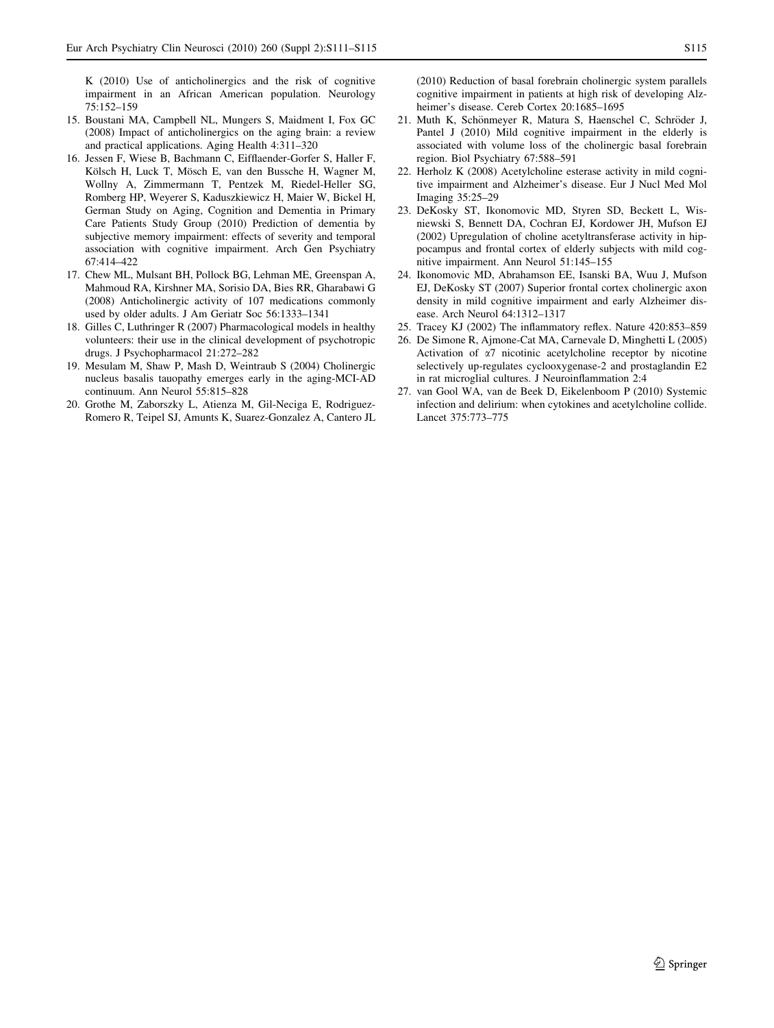K (2010) Use of anticholinergics and the risk of cognitive impairment in an African American population. Neurology 75:152–159

15. Boustani MA, Campbell NL, Mungers S, Maidment I, Fox GC (2008) Impact of anticholinergics on the aging brain: a review and practical applications. Aging Health 4:311–320
16. Jessen F, Wiese B, Bachmann C, Eifflaender-Gorfer S, Haller F, Kölsch H, Luck T, Mösch E, van den Bussche H, Wagner M, Wollny A, Zimmermann T, Pentzek M, Riedel-Heller SG, Romberg HP, Weyerer S, Kaduszkiewicz H, Maier W, Bickel H, German Study on Aging, Cognition and Dementia in Primary Care Patients Study Group (2010) Prediction of dementia by subjective memory impairment: effects of severity and temporal association with cognitive impairment. Arch Gen Psychiatry 67:414–422
17. Chew ML, Mulsant BH, Pollock BG, Lehman ME, Greenspan A, Mahmoud RA, Kirshner MA, Sorisio DA, Bies RR, Gharabawi G (2008) Anticholinergic activity of 107 medications commonly used by older adults. J Am Geriatr Soc 56:1333–1341
18. Gilles C, Luthringer R (2007) Pharmacological models in healthy volunteers: their use in the clinical development of psychotropic drugs. J Psychopharmacol 21:272–282
19. Mesulam M, Shaw P, Mash D, Weintraub S (2004) Cholinergic nucleus basalis tauopathy emerges early in the aging-MCI-AD continuum. Ann Neurol 55:815–828
20. Grothe M, Zaborszky L, Atienza M, Gil-Neciga E, Rodriguez-Romero R, Teipel SJ, Amunts K, Suarez-Gonzalez A, Cantero JL (2010) Reduction of basal forebrain cholinergic system parallels cognitive impairment in patients at high risk of developing Alzheimer's disease. Cereb Cortex 20:1685–1695
21. Muth K, Schönmeyer R, Matura S, Haenschel C, Schröder J, Pantel J (2010) Mild cognitive impairment in the elderly is associated with volume loss of the cholinergic basal forebrain region. Biol Psychiatry 67:588–591
22. Herholz K (2008) Acetylcholine esterase activity in mild cognitive impairment and Alzheimer's disease. Eur J Nucl Med Mol Imaging 35:25–29
23. DeKosky ST, Ikonomovic MD, Styren SD, Beckett L, Wisniewski S, Bennett DA, Cochran EJ, Kordower JH, Mufson EJ (2002) Upregulation of choline acetyltransferase activity in hippocampus and frontal cortex of elderly subjects with mild cognitive impairment. Ann Neurol 51:145–155
24. Ikonomovic MD, Abrahamson EE, Isanski BA, Wuu J, Mufson EJ, DeKosky ST (2007) Superior frontal cortex cholinergic axon density in mild cognitive impairment and early Alzheimer disease. Arch Neurol 64:1312–1317
25. Tracey KJ (2002) The inflammatory reflex. Nature 420:853–859
26. De Simone R, Ajmone-Cat MA, Carnevale D, Minghetti L (2005) Activation of $\alpha7$ nicotinic acetylcholine receptor by nicotine selectively up-regulates cyclooxygenase-2 and prostaglandin E2 in rat microglial cultures. J Neuroinflammation 2:4
27. van Gool WA, van de Beek D, Eikelenboom P (2010) Systemic infection and delirium: when cytokines and acetylcholine collide. Lancet 375:773–775